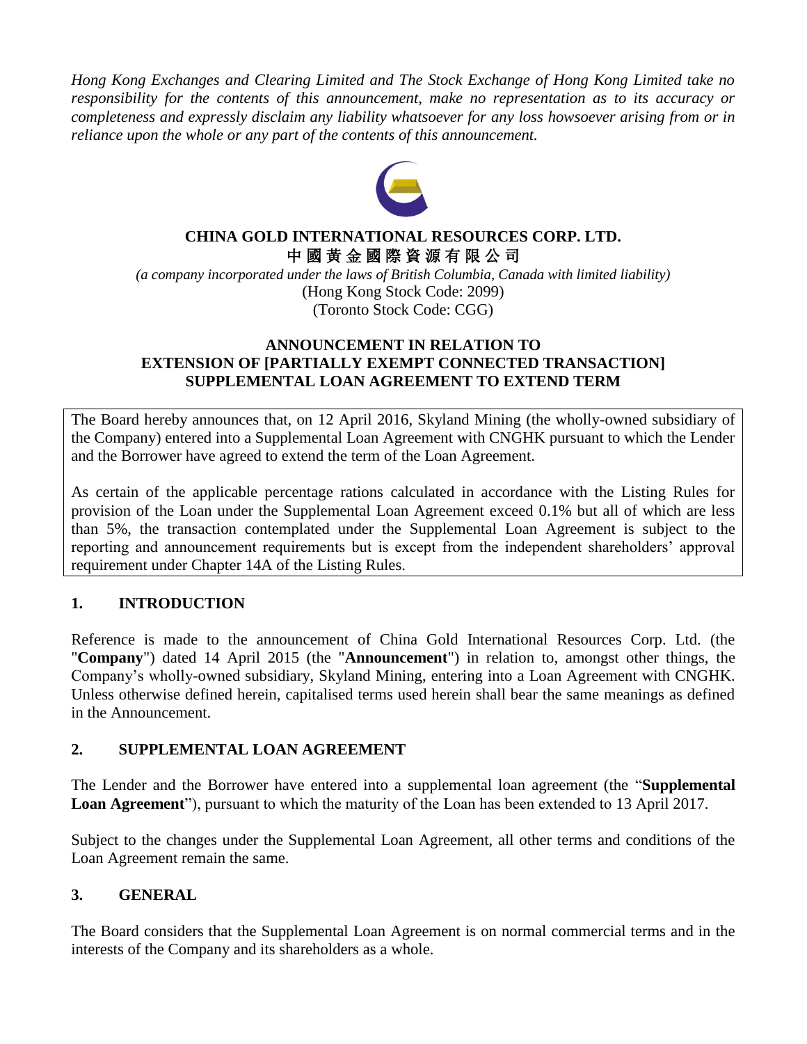*Hong Kong Exchanges and Clearing Limited and The Stock Exchange of Hong Kong Limited take no responsibility for the contents of this announcement, make no representation as to its accuracy or completeness and expressly disclaim any liability whatsoever for any loss howsoever arising from or in reliance upon the whole or any part of the contents of this announcement.*

**CHINA GOLD INTERNATIONAL RESOURCES CORP. LTD.**
**中國黃金國際資源有限公司**

*(a company incorporated under the laws of British Columbia, Canada with limited liability)*
(Hong Kong Stock Code: 2099)
(Toronto Stock Code: CGG)

**ANNOUNCEMENT IN RELATION TO**
**EXTENSION OF [PARTIALLY EXEMPT CONNECTED TRANSACTION]**
**SUPPLEMENTAL LOAN AGREEMENT TO EXTEND TERM**

The Board hereby announces that, on 12 April 2016, Skyland Mining (the wholly-owned subsidiary of the Company) entered into a Supplemental Loan Agreement with CNGHK pursuant to which the Lender and the Borrower have agreed to extend the term of the Loan Agreement.

As certain of the applicable percentage rations calculated in accordance with the Listing Rules for provision of the Loan under the Supplemental Loan Agreement exceed 0.1% but all of which are less than 5%, the transaction contemplated under the Supplemental Loan Agreement is subject to the reporting and announcement requirements but is except from the independent shareholders' approval requirement under Chapter 14A of the Listing Rules.

## 1. INTRODUCTION

Reference is made to the announcement of China Gold International Resources Corp. Ltd. (the "**Company**") dated 14 April 2015 (the "**Announcement**") in relation to, amongst other things, the Company's wholly-owned subsidiary, Skyland Mining, entering into a Loan Agreement with CNGHK. Unless otherwise defined herein, capitalised terms used herein shall bear the same meanings as defined in the Announcement.

## 2. SUPPLEMENTAL LOAN AGREEMENT

The Lender and the Borrower have entered into a supplemental loan agreement (the "**Supplemental Loan Agreement**"), pursuant to which the maturity of the Loan has been extended to 13 April 2017.

Subject to the changes under the Supplemental Loan Agreement, all other terms and conditions of the Loan Agreement remain the same.

## 3. GENERAL

The Board considers that the Supplemental Loan Agreement is on normal commercial terms and in the interests of the Company and its shareholders as a whole.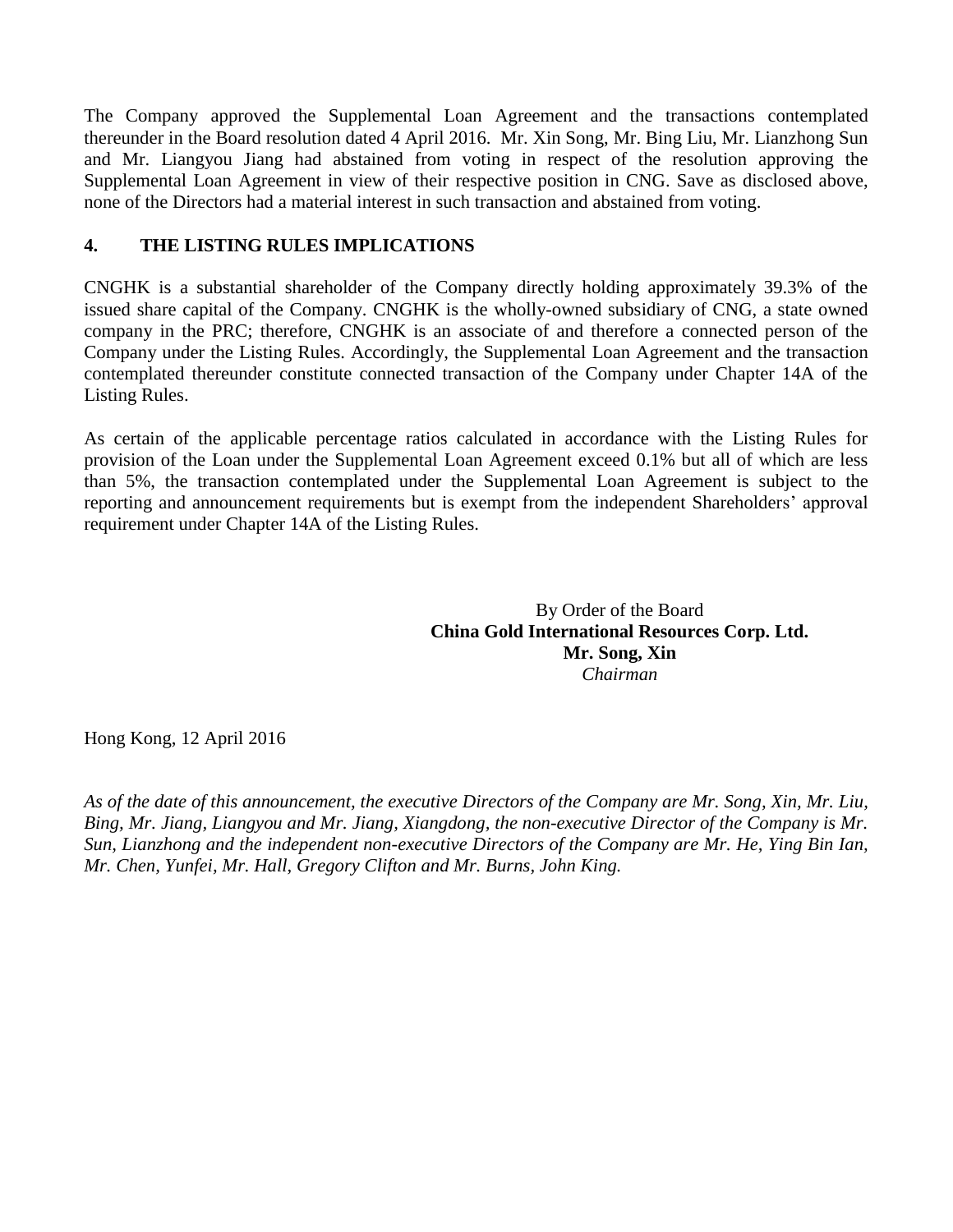The Company approved the Supplemental Loan Agreement and the transactions contemplated thereunder in the Board resolution dated 4 April 2016. Mr. Xin Song, Mr. Bing Liu, Mr. Lianzhong Sun and Mr. Liangyou Jiang had abstained from voting in respect of the resolution approving the Supplemental Loan Agreement in view of their respective position in CNG. Save as disclosed above, none of the Directors had a material interest in such transaction and abstained from voting.

## 4. THE LISTING RULES IMPLICATIONS

CNGHK is a substantial shareholder of the Company directly holding approximately 39.3% of the issued share capital of the Company. CNGHK is the wholly-owned subsidiary of CNG, a state owned company in the PRC; therefore, CNGHK is an associate of and therefore a connected person of the Company under the Listing Rules. Accordingly, the Supplemental Loan Agreement and the transaction contemplated thereunder constitute connected transaction of the Company under Chapter 14A of the Listing Rules.

As certain of the applicable percentage ratios calculated in accordance with the Listing Rules for provision of the Loan under the Supplemental Loan Agreement exceed 0.1% but all of which are less than 5%, the transaction contemplated under the Supplemental Loan Agreement is subject to the reporting and announcement requirements but is exempt from the independent Shareholders' approval requirement under Chapter 14A of the Listing Rules.

By Order of the Board
**China Gold International Resources Corp. Ltd.**
**Mr. Song, Xin**
*Chairman*

Hong Kong, 12 April 2016

*As of the date of this announcement, the executive Directors of the Company are Mr. Song, Xin, Mr. Liu, Bing, Mr. Jiang, Liangyou and Mr. Jiang, Xiangdong, the non-executive Director of the Company is Mr. Sun, Lianzhong and the independent non-executive Directors of the Company are Mr. He, Ying Bin Ian, Mr. Chen, Yunfei, Mr. Hall, Gregory Clifton and Mr. Burns, John King.*